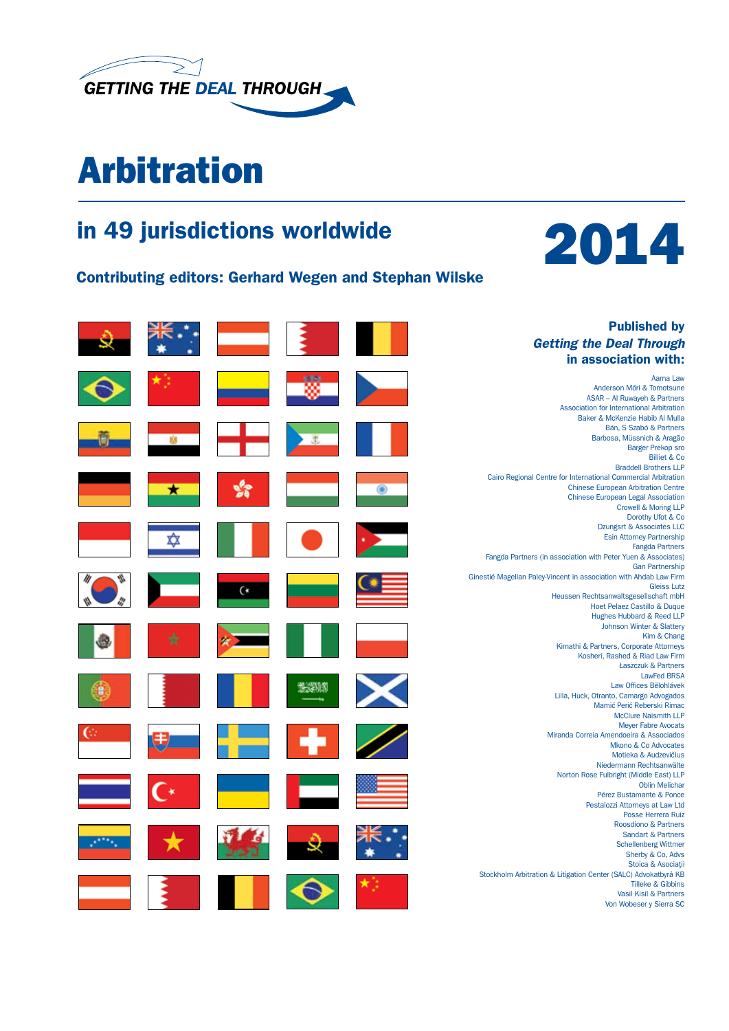GETTING THE DEAL THROUGH

# Arbitration

## in 49 jurisdictions worldwide

# 2014

### Contributing editors: Gerhard Wegen and Stephan Wilske

**Published by**
***Getting the Deal Through***
**in association with:**

Aarna Law
Anderson Mōri & Tomotsune
ASAR – Al Ruwayeh & Partners
Association for International Arbitration
Baker & McKenzie Habib Al Mulla
Bán, S Szabó & Partners
Barbosa, Müssnich & Aragão
Barger Prekop sro
Billiet & Co
Braddell Brothers LLP
Cairo Regional Centre for International Commercial Arbitration
Chinese European Arbitration Centre
Chinese European Legal Association
Crowell & Moring LLP
Dorothy Ufot & Co
Dzungsrt & Associates LLC
Esin Attorney Partnership
Fangda Partners
Fangda Partners (in association with Peter Yuen & Associates)
Gan Partnership
Ginestié Magellan Paley-Vincent in association with Ahdab Law Firm
Gleiss Lutz
Heussen Rechtsanwaltsgesellschaft mbH
Hoet Pelaez Castillo & Duque
Hughes Hubbard & Reed LLP
Johnson Winter & Slattery
Kim & Chang
Kimathi & Partners, Corporate Attorneys
Kosheri, Rashed & Riad Law Firm
Łaszczuk & Partners
LawFed BRSA
Law Offices Bělohlávek
Lilla, Huck, Otranto, Camargo Advogados
Mamić Perić Reberski Rimac
McClure Naismith LLP
Meyer Fabre Avocats
Miranda Correia Amendoeira & Associados
Mkono & Co Advocates
Motieka & Audzevičius
Niedermann Rechtsanwälte
Norton Rose Fulbright (Middle East) LLP
Oblin Melichar
Pérez Bustamante & Ponce
Pestalozzi Attorneys at Law Ltd
Posse Herrera Ruiz
Roosdiono & Partners
Sandart & Partners
Schellenberg Wittmer
Sherby & Co, Advs
Stoica & Asociaţii
Stockholm Arbitration & Litigation Center (SALC) Advokatbyrå KB
Tilleke & Gibbins
Vasil Kisil & Partners
Von Wobeser y Sierra SC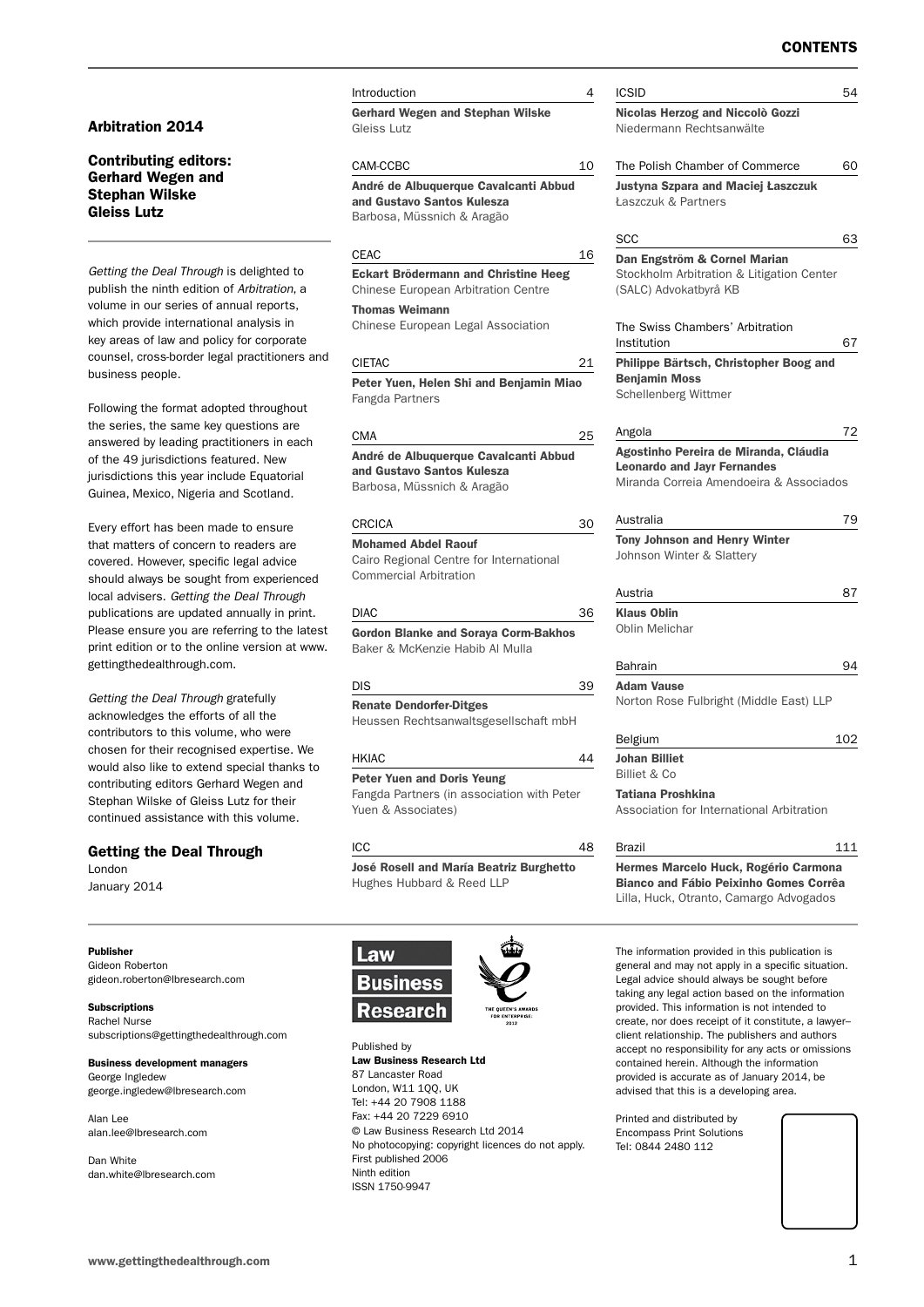## Arbitration 2014

### Contributing editors: Gerhard Wegen and Stephan Wilske Gleiss Lutz

*Getting the Deal Through* is delighted to publish the ninth edition of *Arbitration*, a volume in our series of annual reports, which provide international analysis in key areas of law and policy for corporate counsel, cross-border legal practitioners and business people.

Following the format adopted throughout the series, the same key questions are answered by leading practitioners in each of the 49 jurisdictions featured. New jurisdictions this year include Equatorial Guinea, Mexico, Nigeria and Scotland.

Every effort has been made to ensure that matters of concern to readers are covered. However, specific legal advice should always be sought from experienced local advisers. *Getting the Deal Through* publications are updated annually in print. Please ensure you are referring to the latest print edition or to the online version at www.gettingthedealthrough.com.

*Getting the Deal Through* gratefully acknowledges the efforts of all the contributors to this volume, who were chosen for their recognised expertise. We would also like to extend special thanks to contributing editors Gerhard Wegen and Stephan Wilske of Gleiss Lutz for their continued assistance with this volume.

### Getting the Deal Through

London
January 2014

# CONTENTS

Introduction 4
**Gerhard Wegen and Stephan Wilske**
Gleiss Lutz

CAM-CCBC 10
**André de Albuquerque Cavalcanti Abbud and Gustavo Santos Kulesza**
Barbosa, Müssnich & Aragão

CEAC 16
**Eckart Brödermann and Christine Heeg**
Chinese European Arbitration Centre
**Thomas Weimann**
Chinese European Legal Association

CIETAC 21
**Peter Yuen, Helen Shi and Benjamin Miao**
Fangda Partners

CMA 25
**André de Albuquerque Cavalcanti Abbud and Gustavo Santos Kulesza**
Barbosa, Müssnich & Aragão

CRCICA 30
**Mohamed Abdel Raouf**
Cairo Regional Centre for International Commercial Arbitration

DIAC 36
**Gordon Blanke and Soraya Corm-Bakhos**
Baker & McKenzie Habib Al Mulla

DIS 39
**Renate Dendorfer-Ditges**
Heussen Rechtsanwaltsgesellschaft mbH

HKIAC 44
**Peter Yuen and Doris Yeung**
Fangda Partners (in association with Peter Yuen & Associates)

ICC 48
**José Rosell and María Beatriz Burghetto**
Hughes Hubbard & Reed LLP

ICSID 54
**Nicolas Herzog and Niccolò Gozzi**
Niedermann Rechtsanwälte

The Polish Chamber of Commerce 60
**Justyna Szpara and Maciej Łaszczuk**
Łaszczuk & Partners

SCC 63
**Dan Engström & Cornel Marian**
Stockholm Arbitration & Litigation Center (SALC) Advokatbyrå KB

The Swiss Chambers' Arbitration Institution 67
**Philippe Bärtsch, Christopher Boog and Benjamin Moss**
Schellenberg Wittmer

Angola 72
**Agostinho Pereira de Miranda, Cláudia Leonardo and Jayr Fernandes**
Miranda Correia Amendoeira & Associados

Australia 79
**Tony Johnson and Henry Winter**
Johnson Winter & Slattery

Austria 87
**Klaus Oblin**
Oblin Melichar

Bahrain 94
**Adam Vause**
Norton Rose Fulbright (Middle East) LLP

Belgium 102
**Johan Billiet**
Billiet & Co
**Tatiana Proshkina**
Association for International Arbitration

Brazil 111
**Hermes Marcelo Huck, Rogério Carmona Bianco and Fábio Peixinho Gomes Corrêa**
Lilla, Huck, Otranto, Camargo Advogados

**Publisher**
Gideon Roberton
gideon.roberton@lbresearch.com

**Subscriptions**
Rachel Nurse
subscriptions@gettingthedealthrough.com

**Business development managers**
George Ingledew
george.ingledew@lbresearch.com

Alan Lee
alan.lee@lbresearch.com

Dan White
dan.white@lbresearch.com

Law Business Research

THE QUEEN'S AWARDS FOR ENTERPRISE: 2012

Published by
**Law Business Research Ltd**
87 Lancaster Road
London, W11 1QQ, UK
Tel: +44 20 7908 1188
Fax: +44 20 7229 6910
© Law Business Research Ltd 2014
No photocopying: copyright licences do not apply.
First published 2006
Ninth edition
ISSN 1750-9947

The information provided in this publication is general and may not apply in a specific situation. Legal advice should always be sought before taking any legal action based on the information provided. This information is not intended to create, nor does receipt of it constitute, a lawyer–client relationship. The publishers and authors accept no responsibility for any acts or omissions contained herein. Although the information provided is accurate as of January 2014, be advised that this is a developing area.

Printed and distributed by
Encompass Print Solutions
Tel: 0844 2480 112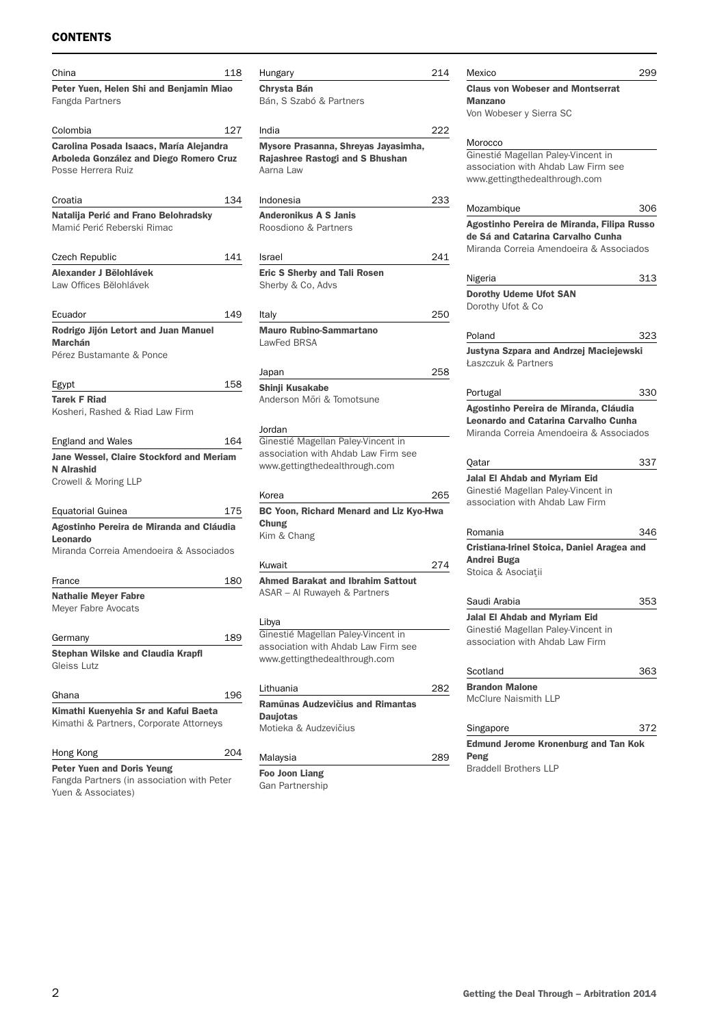## CONTENTS

China 118

**Peter Yuen, Helen Shi and Benjamin Miao**
Fangda Partners

Colombia 127

**Carolina Posada Isaacs, María Alejandra Arboleda González and Diego Romero Cruz**
Posse Herrera Ruiz

Croatia 134

**Natalija Perić and Frano Belohradsky**
Mamić Perić Reberski Rimac

Czech Republic 141

**Alexander J Bělohlávek**
Law Offices Bělohlávek

Ecuador 149

**Rodrigo Jijón Letort and Juan Manuel Marchán**
Pérez Bustamante & Ponce

Egypt 158

**Tarek F Riad**
Kosheri, Rashed & Riad Law Firm

England and Wales 164

**Jane Wessel, Claire Stockford and Meriam N Alrashid**
Crowell & Moring LLP

Equatorial Guinea 175

**Agostinho Pereira de Miranda and Cláudia Leonardo**
Miranda Correia Amendoeira & Associados

France 180

**Nathalie Meyer Fabre**
Meyer Fabre Avocats

Germany 189

**Stephan Wilske and Claudia Krapfl**
Gleiss Lutz

Ghana 196

**Kimathi Kuenyehia Sr and Kafui Baeta**
Kimathi & Partners, Corporate Attorneys

Hong Kong 204

**Peter Yuen and Doris Yeung**
Fangda Partners (in association with Peter Yuen & Associates)

Hungary 214

**Chrysta Bán**
Bán, S Szabó & Partners

India 222

**Mysore Prasanna, Shreyas Jayasimha, Rajashree Rastogi and S Bhushan**
Aarna Law

Indonesia 233

**Anderonikus A S Janis**
Roosdiono & Partners

Israel 241

**Eric S Sherby and Tali Rosen**
Sherby & Co, Advs

Italy 250

**Mauro Rubino-Sammartano**
LawFed BRSA

Japan 258

**Shinji Kusakabe**
Anderson Mōri & Tomotsune

Jordan

Ginestié Magellan Paley-Vincent in association with Ahdab Law Firm see www.gettingthedealthrough.com

Korea 265

**BC Yoon, Richard Menard and Liz Kyo-Hwa Chung**
Kim & Chang

Kuwait 274

**Ahmed Barakat and Ibrahim Sattout**
ASAR – Al Ruwayeh & Partners

Libya

Ginestié Magellan Paley-Vincent in association with Ahdab Law Firm see www.gettingthedealthrough.com

Lithuania 282

**Ramūnas Audzevičius and Rimantas Daujotas**
Motieka & Audzevičius

Malaysia 289

**Foo Joon Liang**
Gan Partnership

Mexico 299

**Claus von Wobeser and Montserrat Manzano**
Von Wobeser y Sierra SC

Morocco

Ginestié Magellan Paley-Vincent in association with Ahdab Law Firm see www.gettingthedealthrough.com

Mozambique 306

**Agostinho Pereira de Miranda, Filipa Russo de Sá and Catarina Carvalho Cunha**
Miranda Correia Amendoeira & Associados

Nigeria 313

**Dorothy Udeme Ufot SAN**
Dorothy Ufot & Co

Poland 323

**Justyna Szpara and Andrzej Maciejewski**
Łaszczuk & Partners

Portugal 330

**Agostinho Pereira de Miranda, Cláudia Leonardo and Catarina Carvalho Cunha**
Miranda Correia Amendoeira & Associados

Qatar 337

**Jalal El Ahdab and Myriam Eid**
Ginestié Magellan Paley-Vincent in association with Ahdab Law Firm

Romania 346

**Cristiana-Irinel Stoica, Daniel Aragea and Andrei Buga**
Stoica & Asociaţii

Saudi Arabia 353

**Jalal El Ahdab and Myriam Eid**
Ginestié Magellan Paley-Vincent in association with Ahdab Law Firm

Scotland 363

**Brandon Malone**
McClure Naismith LLP

Singapore 372

**Edmund Jerome Kronenburg and Tan Kok Peng**
Braddell Brothers LLP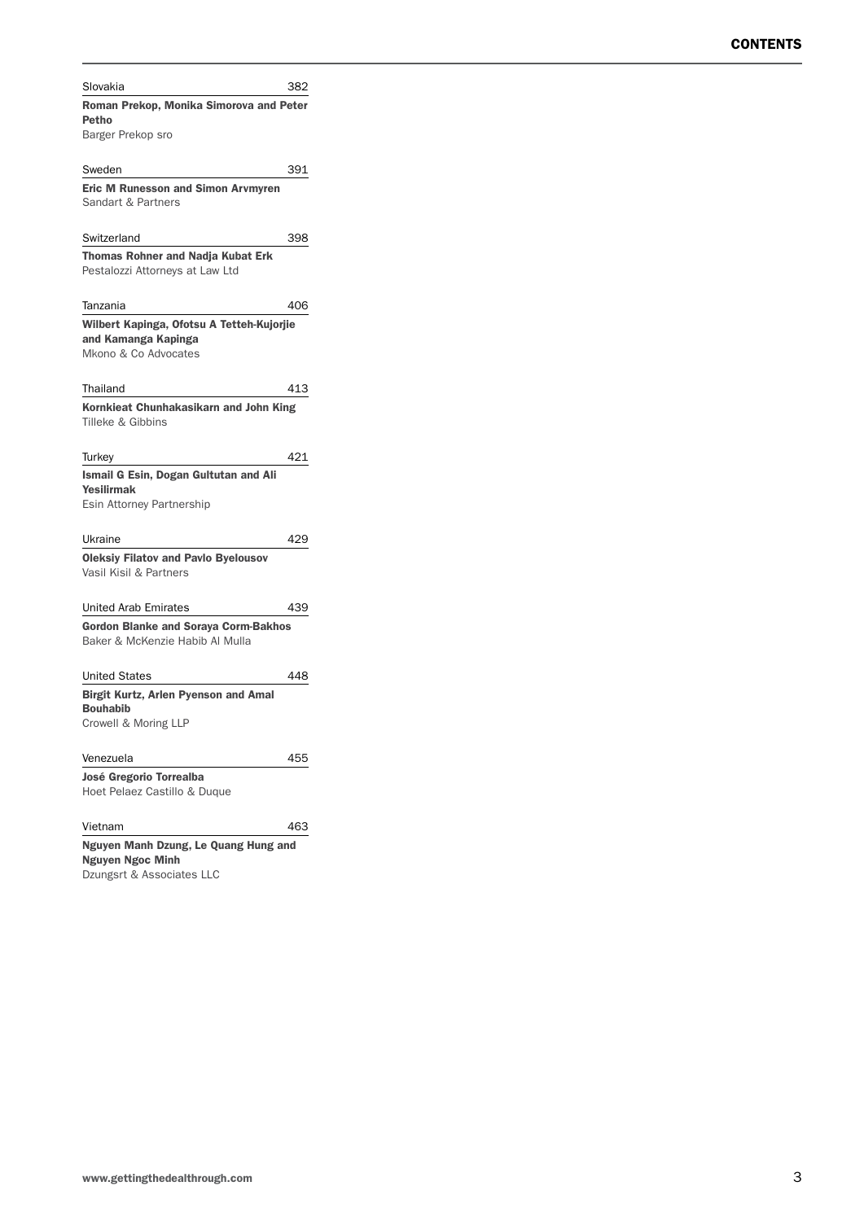Slovakia 382

**Roman Prekop, Monika Simorova and Peter Petho**
Barger Prekop sro

Sweden 391

**Eric M Runesson and Simon Arvmyren**
Sandart & Partners

Switzerland 398

**Thomas Rohner and Nadja Kubat Erk**
Pestalozzi Attorneys at Law Ltd

Tanzania 406

**Wilbert Kapinga, Ofotsu A Tetteh-Kujorjie and Kamanga Kapinga**
Mkono & Co Advocates

Thailand 413

**Kornkieat Chunhakasikarn and John King**
Tilleke & Gibbins

Turkey 421

**Ismail G Esin, Dogan Gultutan and Ali Yesilirmak**
Esin Attorney Partnership

Ukraine 429

**Oleksiy Filatov and Pavlo Byelousov**
Vasil Kisil & Partners

United Arab Emirates 439

**Gordon Blanke and Soraya Corm-Bakhos**
Baker & McKenzie Habib Al Mulla

United States 448

**Birgit Kurtz, Arlen Pyenson and Amal Bouhabib**
Crowell & Moring LLP

Venezuela 455

**José Gregorio Torrealba**
Hoet Pelaez Castillo & Duque

Vietnam 463

**Nguyen Manh Dzung, Le Quang Hung and Nguyen Ngoc Minh**
Dzungsrt & Associates LLC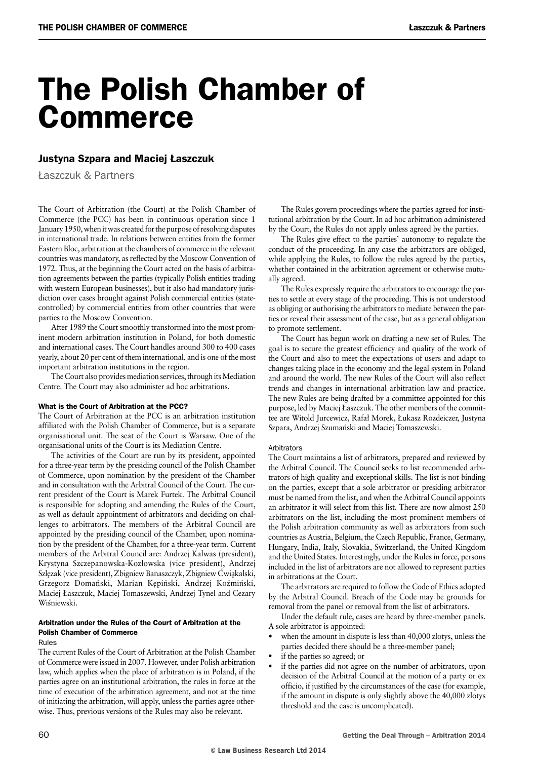# The Polish Chamber of Commerce

## Justyna Szpara and Maciej Łaszczuk

Łaszczuk & Partners

The Court of Arbitration (the Court) at the Polish Chamber of Commerce (the PCC) has been in continuous operation since 1 January 1950, when it was created for the purpose of resolving disputes in international trade. In relations between entities from the former Eastern Bloc, arbitration at the chambers of commerce in the relevant countries was mandatory, as reflected by the Moscow Convention of 1972. Thus, at the beginning the Court acted on the basis of arbitration agreements between the parties (typically Polish entities trading with western European businesses), but it also had mandatory jurisdiction over cases brought against Polish commercial entities (state-controlled) by commercial entities from other countries that were parties to the Moscow Convention.

After 1989 the Court smoothly transformed into the most prominent modern arbitration institution in Poland, for both domestic and international cases. The Court handles around 300 to 400 cases yearly, about 20 per cent of them international, and is one of the most important arbitration institutions in the region.

The Court also provides mediation services, through its Mediation Centre. The Court may also administer ad hoc arbitrations.

### What is the Court of Arbitration at the PCC?

The Court of Arbitration at the PCC is an arbitration institution affiliated with the Polish Chamber of Commerce, but is a separate organisational unit. The seat of the Court is Warsaw. One of the organisational units of the Court is its Mediation Centre.

The activities of the Court are run by its president, appointed for a three-year term by the presiding council of the Polish Chamber of Commerce, upon nomination by the president of the Chamber and in consultation with the Arbitral Council of the Court. The current president of the Court is Marek Furtek. The Arbitral Council is responsible for adopting and amending the Rules of the Court, as well as default appointment of arbitrators and deciding on challenges to arbitrators. The members of the Arbitral Council are appointed by the presiding council of the Chamber, upon nomination by the president of the Chamber, for a three-year term. Current members of the Arbitral Council are: Andrzej Kalwas (president), Krystyna Szczepanowska-Kozłowska (vice president), Andrzej Szlęzak (vice president), Zbigniew Banaszczyk, Zbigniew Ćwiąkalski, Grzegorz Domański, Marian Kępiński, Andrzej Koźmiński, Maciej Łaszczuk, Maciej Tomaszewski, Andrzej Tynel and Cezary Wiśniewski.

### Arbitration under the Rules of the Court of Arbitration at the Polish Chamber of Commerce

#### Rules

The current Rules of the Court of Arbitration at the Polish Chamber of Commerce were issued in 2007. However, under Polish arbitration law, which applies when the place of arbitration is in Poland, if the parties agree on an institutional arbitration, the rules in force at the time of execution of the arbitration agreement, and not at the time of initiating the arbitration, will apply, unless the parties agree otherwise. Thus, previous versions of the Rules may also be relevant.

The Rules govern proceedings where the parties agreed for institutional arbitration by the Court. In ad hoc arbitration administered by the Court, the Rules do not apply unless agreed by the parties.

The Rules give effect to the parties' autonomy to regulate the conduct of the proceeding. In any case the arbitrators are obliged, while applying the Rules, to follow the rules agreed by the parties, whether contained in the arbitration agreement or otherwise mutually agreed.

The Rules expressly require the arbitrators to encourage the parties to settle at every stage of the proceeding. This is not understood as obliging or authorising the arbitrators to mediate between the parties or reveal their assessment of the case, but as a general obligation to promote settlement.

The Court has begun work on drafting a new set of Rules. The goal is to secure the greatest efficiency and quality of the work of the Court and also to meet the expectations of users and adapt to changes taking place in the economy and the legal system in Poland and around the world. The new Rules of the Court will also reflect trends and changes in international arbitration law and practice. The new Rules are being drafted by a committee appointed for this purpose, led by Maciej Łaszczuk. The other members of the committee are Witold Jurcewicz, Rafał Morek, Łukasz Rozdeiczer, Justyna Szpara, Andrzej Szumański and Maciej Tomaszewski.

#### Arbitrators

The Court maintains a list of arbitrators, prepared and reviewed by the Arbitral Council. The Council seeks to list recommended arbitrators of high quality and exceptional skills. The list is not binding on the parties, except that a sole arbitrator or presiding arbitrator must be named from the list, and when the Arbitral Council appoints an arbitrator it will select from this list. There are now almost 250 arbitrators on the list, including the most prominent members of the Polish arbitration community as well as arbitrators from such countries as Austria, Belgium, the Czech Republic, France, Germany, Hungary, India, Italy, Slovakia, Switzerland, the United Kingdom and the United States. Interestingly, under the Rules in force, persons included in the list of arbitrators are not allowed to represent parties in arbitrations at the Court.

The arbitrators are required to follow the Code of Ethics adopted by the Arbitral Council. Breach of the Code may be grounds for removal from the panel or removal from the list of arbitrators.

Under the default rule, cases are heard by three-member panels. A sole arbitrator is appointed:

- when the amount in dispute is less than 40,000 zlotys, unless the parties decided there should be a three-member panel;
- if the parties so agreed; or
- if the parties did not agree on the number of arbitrators, upon decision of the Arbitral Council at the motion of a party or ex officio, if justified by the circumstances of the case (for example, if the amount in dispute is only slightly above the 40,000 zlotys threshold and the case is uncomplicated).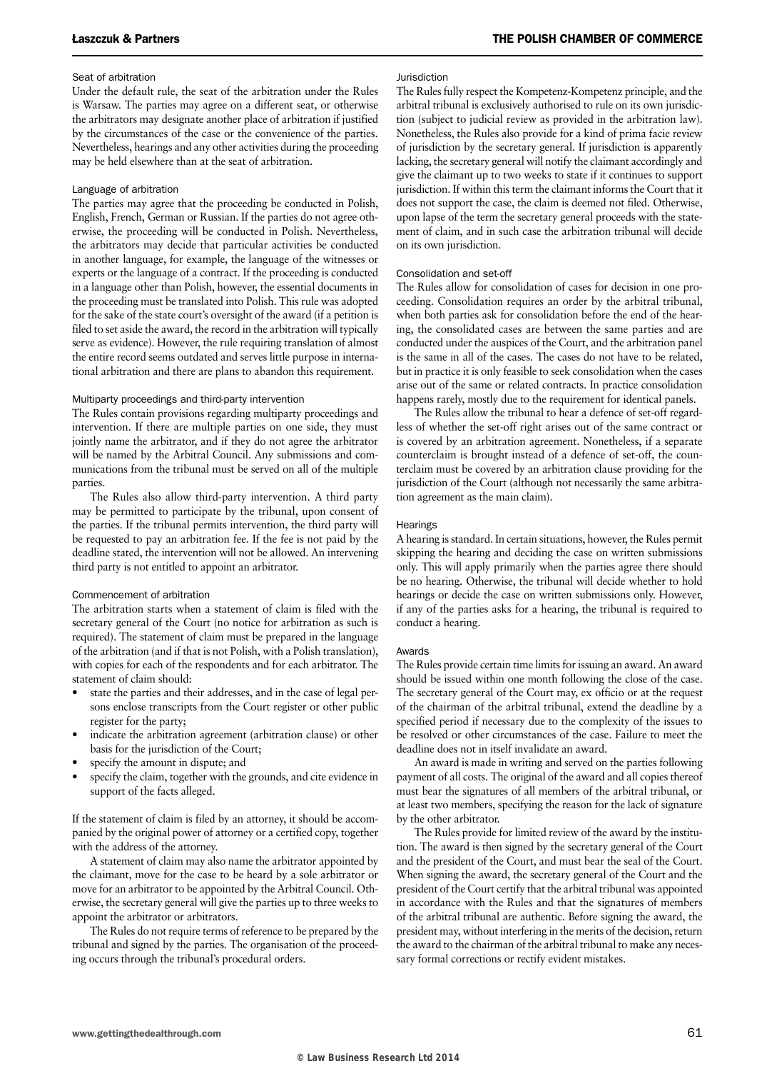### Seat of arbitration

Under the default rule, the seat of the arbitration under the Rules is Warsaw. The parties may agree on a different seat, or otherwise the arbitrators may designate another place of arbitration if justified by the circumstances of the case or the convenience of the parties. Nevertheless, hearings and any other activities during the proceeding may be held elsewhere than at the seat of arbitration.

### Language of arbitration

The parties may agree that the proceeding be conducted in Polish, English, French, German or Russian. If the parties do not agree otherwise, the proceeding will be conducted in Polish. Nevertheless, the arbitrators may decide that particular activities be conducted in another language, for example, the language of the witnesses or experts or the language of a contract. If the proceeding is conducted in a language other than Polish, however, the essential documents in the proceeding must be translated into Polish. This rule was adopted for the sake of the state court's oversight of the award (if a petition is filed to set aside the award, the record in the arbitration will typically serve as evidence). However, the rule requiring translation of almost the entire record seems outdated and serves little purpose in international arbitration and there are plans to abandon this requirement.

### Multiparty proceedings and third-party intervention

The Rules contain provisions regarding multiparty proceedings and intervention. If there are multiple parties on one side, they must jointly name the arbitrator, and if they do not agree the arbitrator will be named by the Arbitral Council. Any submissions and communications from the tribunal must be served on all of the multiple parties.

The Rules also allow third-party intervention. A third party may be permitted to participate by the tribunal, upon consent of the parties. If the tribunal permits intervention, the third party will be requested to pay an arbitration fee. If the fee is not paid by the deadline stated, the intervention will not be allowed. An intervening third party is not entitled to appoint an arbitrator.

### Commencement of arbitration

The arbitration starts when a statement of claim is filed with the secretary general of the Court (no notice for arbitration as such is required). The statement of claim must be prepared in the language of the arbitration (and if that is not Polish, with a Polish translation), with copies for each of the respondents and for each arbitrator. The statement of claim should:

- state the parties and their addresses, and in the case of legal persons enclose transcripts from the Court register or other public register for the party;
- indicate the arbitration agreement (arbitration clause) or other basis for the jurisdiction of the Court;
- specify the amount in dispute; and
- specify the claim, together with the grounds, and cite evidence in support of the facts alleged.

If the statement of claim is filed by an attorney, it should be accompanied by the original power of attorney or a certified copy, together with the address of the attorney.

A statement of claim may also name the arbitrator appointed by the claimant, move for the case to be heard by a sole arbitrator or move for an arbitrator to be appointed by the Arbitral Council. Otherwise, the secretary general will give the parties up to three weeks to appoint the arbitrator or arbitrators.

The Rules do not require terms of reference to be prepared by the tribunal and signed by the parties. The organisation of the proceeding occurs through the tribunal's procedural orders.

### Jurisdiction

The Rules fully respect the Kompetenz-Kompetenz principle, and the arbitral tribunal is exclusively authorised to rule on its own jurisdiction (subject to judicial review as provided in the arbitration law). Nonetheless, the Rules also provide for a kind of prima facie review of jurisdiction by the secretary general. If jurisdiction is apparently lacking, the secretary general will notify the claimant accordingly and give the claimant up to two weeks to state if it continues to support jurisdiction. If within this term the claimant informs the Court that it does not support the case, the claim is deemed not filed. Otherwise, upon lapse of the term the secretary general proceeds with the statement of claim, and in such case the arbitration tribunal will decide on its own jurisdiction.

### Consolidation and set-off

The Rules allow for consolidation of cases for decision in one proceeding. Consolidation requires an order by the arbitral tribunal, when both parties ask for consolidation before the end of the hearing, the consolidated cases are between the same parties and are conducted under the auspices of the Court, and the arbitration panel is the same in all of the cases. The cases do not have to be related, but in practice it is only feasible to seek consolidation when the cases arise out of the same or related contracts. In practice consolidation happens rarely, mostly due to the requirement for identical panels.

The Rules allow the tribunal to hear a defence of set-off regardless of whether the set-off right arises out of the same contract or is covered by an arbitration agreement. Nonetheless, if a separate counterclaim is brought instead of a defence of set-off, the counterclaim must be covered by an arbitration clause providing for the jurisdiction of the Court (although not necessarily the same arbitration agreement as the main claim).

### Hearings

A hearing is standard. In certain situations, however, the Rules permit skipping the hearing and deciding the case on written submissions only. This will apply primarily when the parties agree there should be no hearing. Otherwise, the tribunal will decide whether to hold hearings or decide the case on written submissions only. However, if any of the parties asks for a hearing, the tribunal is required to conduct a hearing.

### Awards

The Rules provide certain time limits for issuing an award. An award should be issued within one month following the close of the case. The secretary general of the Court may, ex officio or at the request of the chairman of the arbitral tribunal, extend the deadline by a specified period if necessary due to the complexity of the issues to be resolved or other circumstances of the case. Failure to meet the deadline does not in itself invalidate an award.

An award is made in writing and served on the parties following payment of all costs. The original of the award and all copies thereof must bear the signatures of all members of the arbitral tribunal, or at least two members, specifying the reason for the lack of signature by the other arbitrator.

The Rules provide for limited review of the award by the institution. The award is then signed by the secretary general of the Court and the president of the Court, and must bear the seal of the Court. When signing the award, the secretary general of the Court and the president of the Court certify that the arbitral tribunal was appointed in accordance with the Rules and that the signatures of members of the arbitral tribunal are authentic. Before signing the award, the president may, without interfering in the merits of the decision, return the award to the chairman of the arbitral tribunal to make any necessary formal corrections or rectify evident mistakes.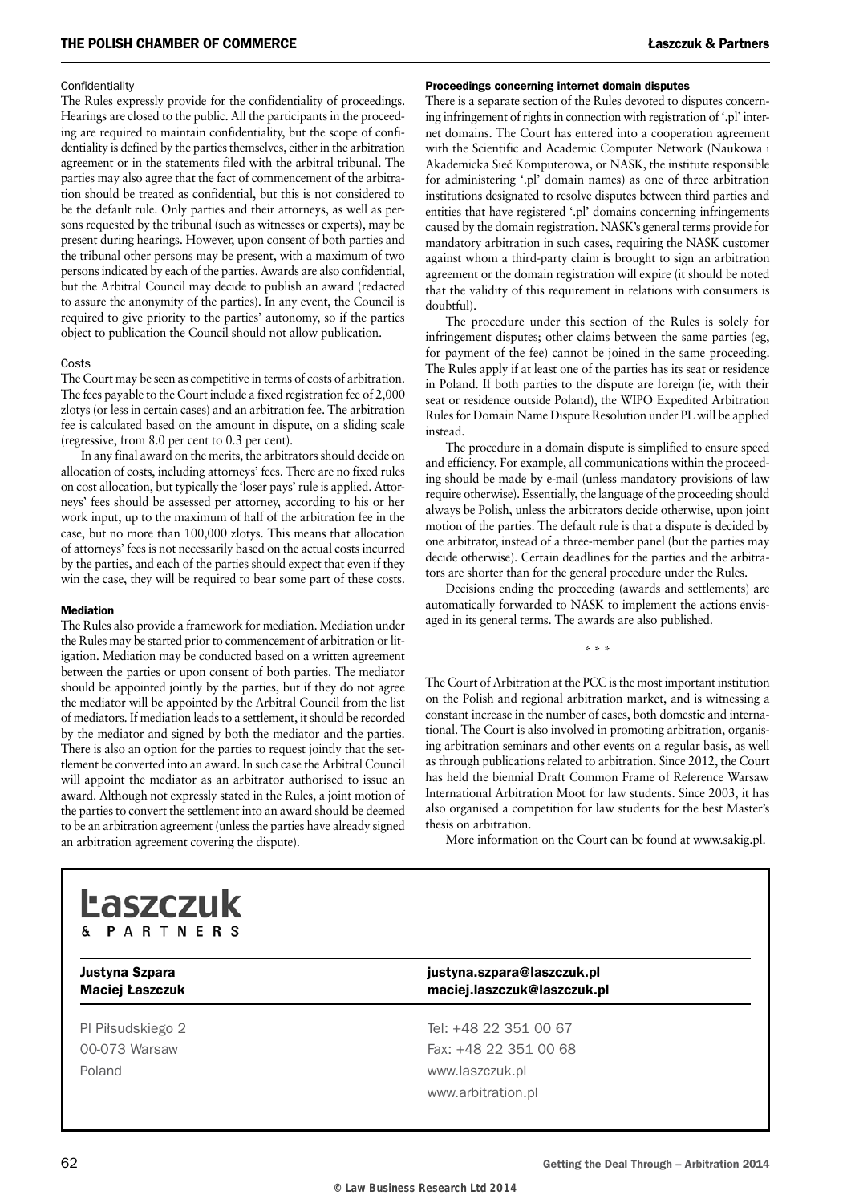#### Confidentiality

The Rules expressly provide for the confidentiality of proceedings. Hearings are closed to the public. All the participants in the proceeding are required to maintain confidentiality, but the scope of confidentiality is defined by the parties themselves, either in the arbitration agreement or in the statements filed with the arbitral tribunal. The parties may also agree that the fact of commencement of the arbitration should be treated as confidential, but this is not considered to be the default rule. Only parties and their attorneys, as well as persons requested by the tribunal (such as witnesses or experts), may be present during hearings. However, upon consent of both parties and the tribunal other persons may be present, with a maximum of two persons indicated by each of the parties. Awards are also confidential, but the Arbitral Council may decide to publish an award (redacted to assure the anonymity of the parties). In any event, the Council is required to give priority to the parties' autonomy, so if the parties object to publication the Council should not allow publication.

#### Costs

The Court may be seen as competitive in terms of costs of arbitration. The fees payable to the Court include a fixed registration fee of 2,000 zlotys (or less in certain cases) and an arbitration fee. The arbitration fee is calculated based on the amount in dispute, on a sliding scale (regressive, from 8.0 per cent to 0.3 per cent).

In any final award on the merits, the arbitrators should decide on allocation of costs, including attorneys' fees. There are no fixed rules on cost allocation, but typically the 'loser pays' rule is applied. Attorneys' fees should be assessed per attorney, according to his or her work input, up to the maximum of half of the arbitration fee in the case, but no more than 100,000 zlotys. This means that allocation of attorneys' fees is not necessarily based on the actual costs incurred by the parties, and each of the parties should expect that even if they win the case, they will be required to bear some part of these costs.

### Mediation

The Rules also provide a framework for mediation. Mediation under the Rules may be started prior to commencement of arbitration or litigation. Mediation may be conducted based on a written agreement between the parties or upon consent of both parties. The mediator should be appointed jointly by the parties, but if they do not agree the mediator will be appointed by the Arbitral Council from the list of mediators. If mediation leads to a settlement, it should be recorded by the mediator and signed by both the mediator and the parties. There is also an option for the parties to request jointly that the settlement be converted into an award. In such case the Arbitral Council will appoint the mediator as an arbitrator authorised to issue an award. Although not expressly stated in the Rules, a joint motion of the parties to convert the settlement into an award should be deemed to be an arbitration agreement (unless the parties have already signed an arbitration agreement covering the dispute).

### Proceedings concerning internet domain disputes

There is a separate section of the Rules devoted to disputes concerning infringement of rights in connection with registration of '.pl' internet domains. The Court has entered into a cooperation agreement with the Scientific and Academic Computer Network (Naukowa i Akademicka Sieć Komputerowa, or NASK, the institute responsible for administering '.pl' domain names) as one of three arbitration institutions designated to resolve disputes between third parties and entities that have registered '.pl' domains concerning infringements caused by the domain registration. NASK's general terms provide for mandatory arbitration in such cases, requiring the NASK customer against whom a third-party claim is brought to sign an arbitration agreement or the domain registration will expire (it should be noted that the validity of this requirement in relations with consumers is doubtful).

The procedure under this section of the Rules is solely for infringement disputes; other claims between the same parties (eg, for payment of the fee) cannot be joined in the same proceeding. The Rules apply if at least one of the parties has its seat or residence in Poland. If both parties to the dispute are foreign (ie, with their seat or residence outside Poland), the WIPO Expedited Arbitration Rules for Domain Name Dispute Resolution under PL will be applied instead.

The procedure in a domain dispute is simplified to ensure speed and efficiency. For example, all communications within the proceeding should be made by e-mail (unless mandatory provisions of law require otherwise). Essentially, the language of the proceeding should always be Polish, unless the arbitrators decide otherwise, upon joint motion of the parties. The default rule is that a dispute is decided by one arbitrator, instead of a three-member panel (but the parties may decide otherwise). Certain deadlines for the parties and the arbitrators are shorter than for the general procedure under the Rules.

Decisions ending the proceeding (awards and settlements) are automatically forwarded to NASK to implement the actions envisaged in its general terms. The awards are also published.

\* \* \*

The Court of Arbitration at the PCC is the most important institution on the Polish and regional arbitration market, and is witnessing a constant increase in the number of cases, both domestic and international. The Court is also involved in promoting arbitration, organising arbitration seminars and other events on a regular basis, as well as through publications related to arbitration. Since 2012, the Court has held the biennial Draft Common Frame of Reference Warsaw International Arbitration Moot for law students. Since 2003, it has also organised a competition for law students for the best Master's thesis on arbitration.

More information on the Court can be found at www.sakig.pl.

---

**Łaszczuk & Partners**

| | |
|---|---|
| **Justyna Szpara** | **justyna.szpara@laszczuk.pl** |
| **Maciej Łaszczuk** | **maciej.laszczuk@laszczuk.pl** |

Pl Piłsudskiego 2
00-073 Warsaw
Poland

Tel: +48 22 351 00 67
Fax: +48 22 351 00 68
www.laszczuk.pl
www.arbitration.pl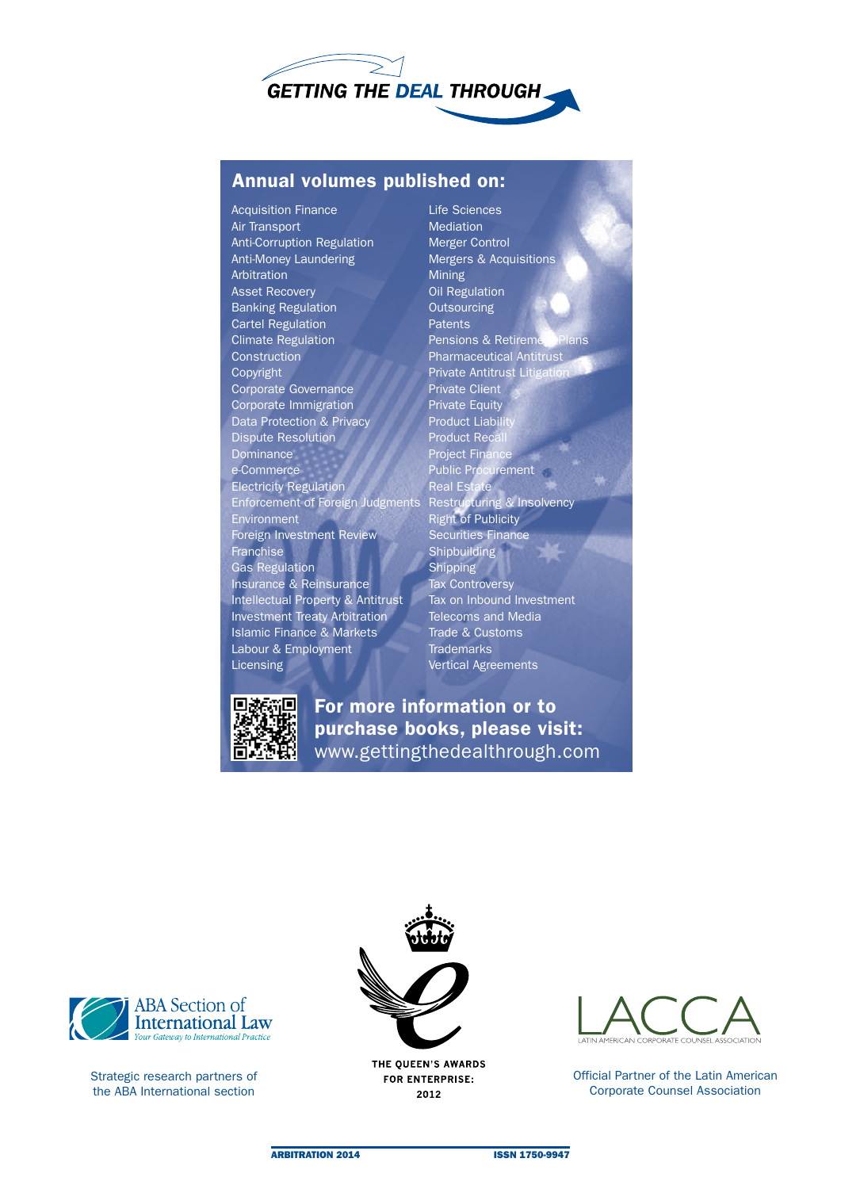GETTING THE DEAL THROUGH

## Annual volumes published on:

Acquisition Finance
Air Transport
Anti-Corruption Regulation
Anti-Money Laundering
Arbitration
Asset Recovery
Banking Regulation
Cartel Regulation
Climate Regulation
Construction
Copyright
Corporate Governance
Corporate Immigration
Data Protection & Privacy
Dispute Resolution
Dominance
e-Commerce
Electricity Regulation
Enforcement of Foreign Judgments
Environment
Foreign Investment Review
Franchise
Gas Regulation
Insurance & Reinsurance
Intellectual Property & Antitrust
Investment Treaty Arbitration
Islamic Finance & Markets
Labour & Employment
Licensing
Life Sciences
Mediation
Merger Control
Mergers & Acquisitions
Mining
Oil Regulation
Outsourcing
Patents
Pensions & Retirement Plans
Pharmaceutical Antitrust
Private Antitrust Litigation
Private Client
Private Equity
Product Liability
Product Recall
Project Finance
Public Procurement
Real Estate
Restructuring & Insolvency
Right of Publicity
Securities Finance
Shipbuilding
Shipping
Tax Controversy
Tax on Inbound Investment
Telecoms and Media
Trade & Customs
Trademarks
Vertical Agreements

**For more information or to purchase books, please visit:**
www.gettingthedealthrough.com

ABA Section of International Law
*Your Gateway to International Practice*

Strategic research partners of the ABA International section

THE QUEEN'S AWARDS FOR ENTERPRISE: 2012

LACCA
LATIN AMERICAN CORPORATE COUNSEL ASSOCIATION

Official Partner of the Latin American Corporate Counsel Association

ARBITRATION 2014 ISSN 1750-9947